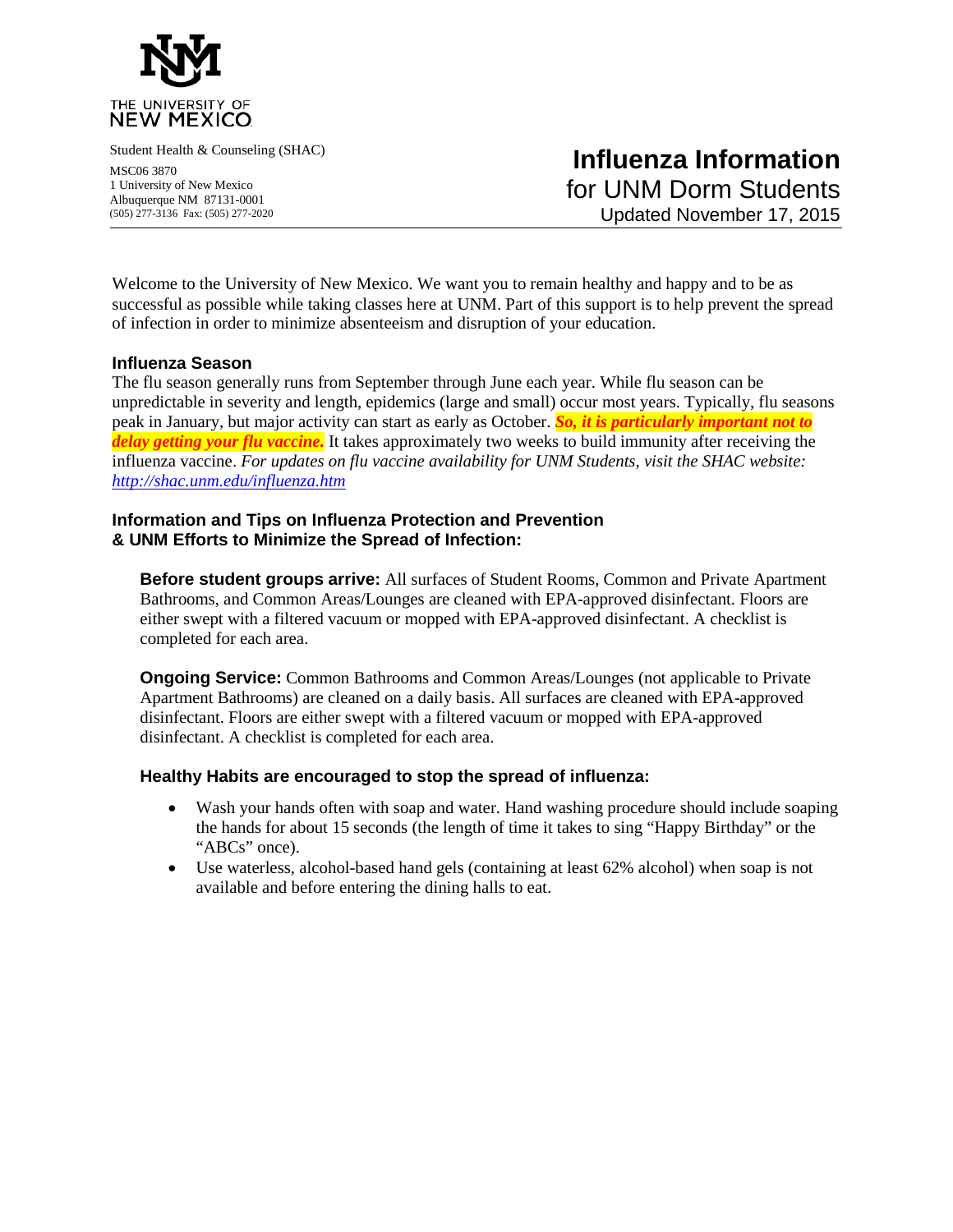THE UNIVERSITY OF NEW MEXICO

Student Health & Counseling (SHAC)

MSC06 3870
1 University of New Mexico
Albuquerque NM 87131-0001
(505) 277-3136 Fax: (505) 277-2020

# Influenza Information

## for UNM Dorm Students

Updated November 17, 2015

Welcome to the University of New Mexico. We want you to remain healthy and happy and to be as successful as possible while taking classes here at UNM. Part of this support is to help prevent the spread of infection in order to minimize absenteeism and disruption of your education.

### Influenza Season

The flu season generally runs from September through June each year. While flu season can be unpredictable in severity and length, epidemics (large and small) occur most years. Typically, flu seasons peak in January, but major activity can start as early as October. ***So, it is particularly important not to delay getting your flu vaccine.*** It takes approximately two weeks to build immunity after receiving the influenza vaccine. *For updates on flu vaccine availability for UNM Students, visit the SHAC website: [http://shac.unm.edu/influenza.htm](http://shac.unm.edu/influenza.htm)*

### Information and Tips on Influenza Protection and Prevention & UNM Efforts to Minimize the Spread of Infection:

**Before student groups arrive:** All surfaces of Student Rooms, Common and Private Apartment Bathrooms, and Common Areas/Lounges are cleaned with EPA-approved disinfectant. Floors are either swept with a filtered vacuum or mopped with EPA-approved disinfectant. A checklist is completed for each area.

**Ongoing Service:** Common Bathrooms and Common Areas/Lounges (not applicable to Private Apartment Bathrooms) are cleaned on a daily basis. All surfaces are cleaned with EPA-approved disinfectant. Floors are either swept with a filtered vacuum or mopped with EPA-approved disinfectant. A checklist is completed for each area.

#### Healthy Habits are encouraged to stop the spread of influenza:

- Wash your hands often with soap and water. Hand washing procedure should include soaping the hands for about 15 seconds (the length of time it takes to sing "Happy Birthday" or the "ABCs" once).
- Use waterless, alcohol-based hand gels (containing at least 62% alcohol) when soap is not available and before entering the dining halls to eat.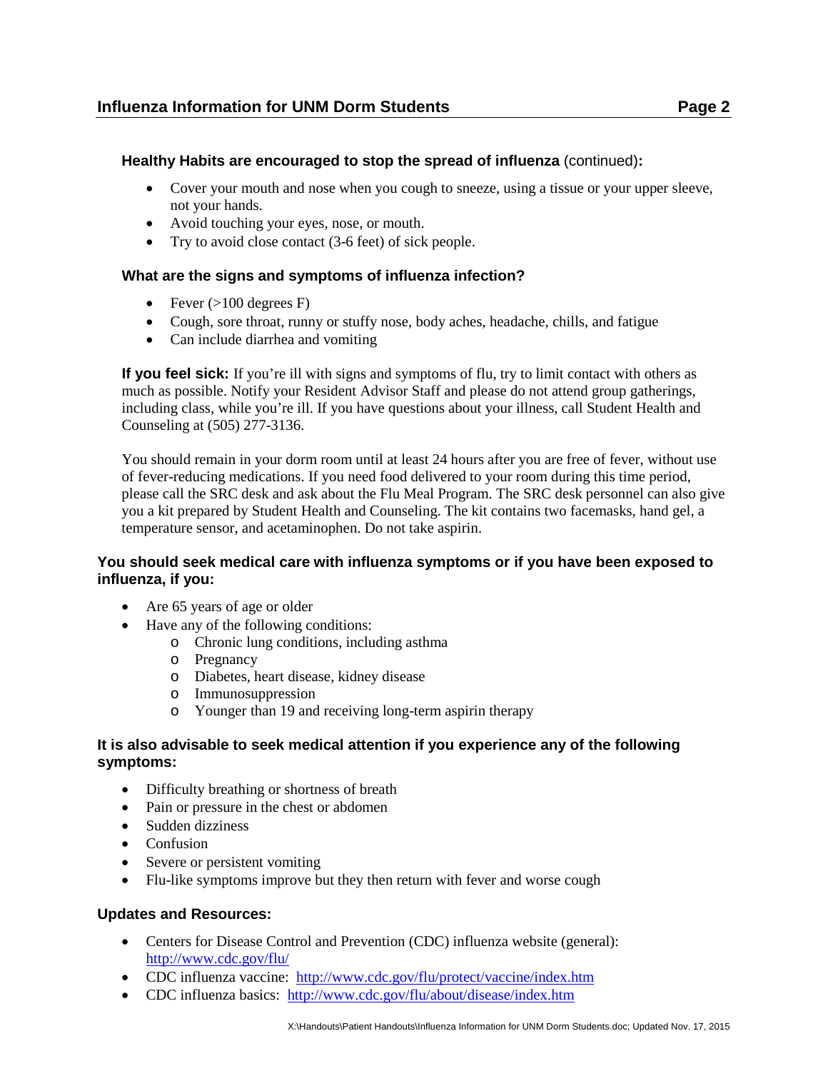**Healthy Habits are encouraged to stop the spread of influenza** (continued)**:**

- Cover your mouth and nose when you cough to sneeze, using a tissue or your upper sleeve, not your hands.
- Avoid touching your eyes, nose, or mouth.
- Try to avoid close contact (3-6 feet) of sick people.

**What are the signs and symptoms of influenza infection?**

- Fever (>100 degrees F)
- Cough, sore throat, runny or stuffy nose, body aches, headache, chills, and fatigue
- Can include diarrhea and vomiting

**If you feel sick:** If you're ill with signs and symptoms of flu, try to limit contact with others as much as possible. Notify your Resident Advisor Staff and please do not attend group gatherings, including class, while you're ill. If you have questions about your illness, call Student Health and Counseling at (505) 277-3136.

You should remain in your dorm room until at least 24 hours after you are free of fever, without use of fever-reducing medications. If you need food delivered to your room during this time period, please call the SRC desk and ask about the Flu Meal Program. The SRC desk personnel can also give you a kit prepared by Student Health and Counseling. The kit contains two facemasks, hand gel, a temperature sensor, and acetaminophen. Do not take aspirin.

**You should seek medical care with influenza symptoms or if you have been exposed to influenza, if you:**

- Are 65 years of age or older
- Have any of the following conditions:
  - Chronic lung conditions, including asthma
  - Pregnancy
  - Diabetes, heart disease, kidney disease
  - Immunosuppression
  - Younger than 19 and receiving long-term aspirin therapy

**It is also advisable to seek medical attention if you experience any of the following symptoms:**

- Difficulty breathing or shortness of breath
- Pain or pressure in the chest or abdomen
- Sudden dizziness
- Confusion
- Severe or persistent vomiting
- Flu-like symptoms improve but they then return with fever and worse cough

**Updates and Resources:**

- Centers for Disease Control and Prevention (CDC) influenza website (general): http://www.cdc.gov/flu/
- CDC influenza vaccine: http://www.cdc.gov/flu/protect/vaccine/index.htm
- CDC influenza basics: http://www.cdc.gov/flu/about/disease/index.htm

X:\Handouts\Patient Handouts\Influenza Information for UNM Dorm Students.doc; Updated Nov. 17, 2015